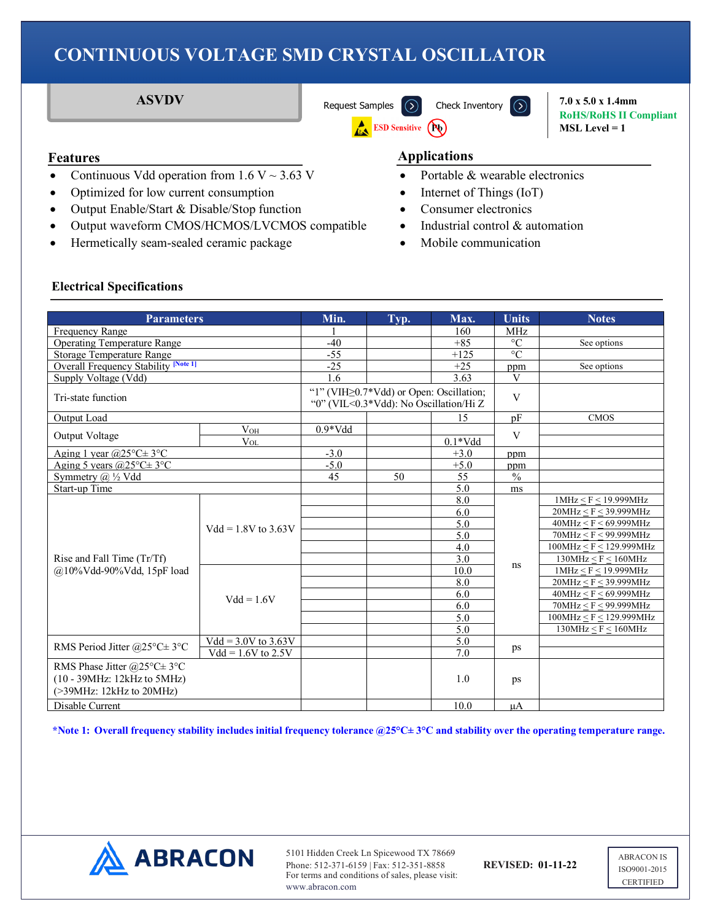# CONTINUOUS VOLTAGE SMD CRYSTAL OSCILLATOR

## ASVDV

Request Samples | Check Inventory

ESD Sensitive | Pb

**7.0 x 5.0 x 1.4mm**
**RoHS/RoHS II Compliant**
**MSL Level = 1**

## Features

- Continuous Vdd operation from 1.6 V ~ 3.63 V
- Optimized for low current consumption
- Output Enable/Start & Disable/Stop function
- Output waveform CMOS/HCMOS/LVCMOS compatible
- Hermetically seam-sealed ceramic package

## Applications

- Portable & wearable electronics
- Internet of Things (IoT)
- Consumer electronics
- Industrial control & automation
- Mobile communication

### Electrical Specifications

| Parameters | | Min. | Typ. | Max. | Units | Notes |
|---|---|---|---|---|---|---|
| Frequency Range | | 1 | | 160 | MHz | |
| Operating Temperature Range | | -40 | | +85 | °C | See options |
| Storage Temperature Range | | -55 | | +125 | °C | |
| Overall Frequency Stability [Note 1] | | -25 | | +25 | ppm | See options |
| Supply Voltage (Vdd) | | 1.6 | | 3.63 | V | |
| Tri-state function | | "1" (VIH≥0.7*Vdd) or Open: Oscillation; "0" (VIL<0.3*Vdd): No Oscillation/Hi Z | | | V | |
| Output Load | | | | 15 | pF | CMOS |
| Output Voltage | $V_{OH}$ | 0.9*Vdd | | | V | |
| | $V_{OL}$ | | | 0.1*Vdd | | |
| Aging 1 year @25°C± 3°C | | -3.0 | | +3.0 | ppm | |
| Aging 5 years @25°C± 3°C | | -5.0 | | +5.0 | ppm | |
| Symmetry @ ½ Vdd | | 45 | 50 | 55 | % | |
| Start-up Time | | | | 5.0 | ms | |
| Rise and Fall Time (Tr/Tf) @10%Vdd-90%Vdd, 15pF load | Vdd = 1.8V to 3.63V | | | 8.0 | ns | 1MHz ≤ F ≤ 19.999MHz |
| | | | | 6.0 | | 20MHz ≤ F ≤ 39.999MHz |
| | | | | 5.0 | | 40MHz ≤ F ≤ 69.999MHz |
| | | | | 5.0 | | 70MHz ≤ F ≤ 99.999MHz |
| | | | | 4.0 | | 100MHz ≤ F ≤ 129.999MHz |
| | | | | 3.0 | | 130MHz ≤ F ≤ 160MHz |
| | Vdd = 1.6V | | | 10.0 | | 1MHz ≤ F ≤ 19.999MHz |
| | | | | 8.0 | | 20MHz ≤ F ≤ 39.999MHz |
| | | | | 6.0 | | 40MHz ≤ F ≤ 69.999MHz |
| | | | | 6.0 | | 70MHz ≤ F ≤ 99.999MHz |
| | | | | 5.0 | | 100MHz ≤ F ≤ 129.999MHz |
| | | | | 5.0 | | 130MHz ≤ F ≤ 160MHz |
| RMS Period Jitter @25°C± 3°C | Vdd = 3.0V to 3.63V | | | 5.0 | ps | |
| | Vdd = 1.6V to 2.5V | | | 7.0 | | |
| RMS Phase Jitter @25°C± 3°C (10 - 39MHz: 12kHz to 5MHz) (>39MHz: 12kHz to 20MHz) | | | | 1.0 | ps | |
| Disable Current | | | | 10.0 | µA | |

***Note 1: Overall frequency stability includes initial frequency tolerance @25°C± 3°C and stability over the operating temperature range.**

ABRACON

5101 Hidden Creek Ln Spicewood TX 78669
Phone: 512-371-6159 | Fax: 512-351-8858
For terms and conditions of sales, please visit:
www.abracon.com

**REVISED: 01-11-22**

ABRACON IS ISO9001-2015 CERTIFIED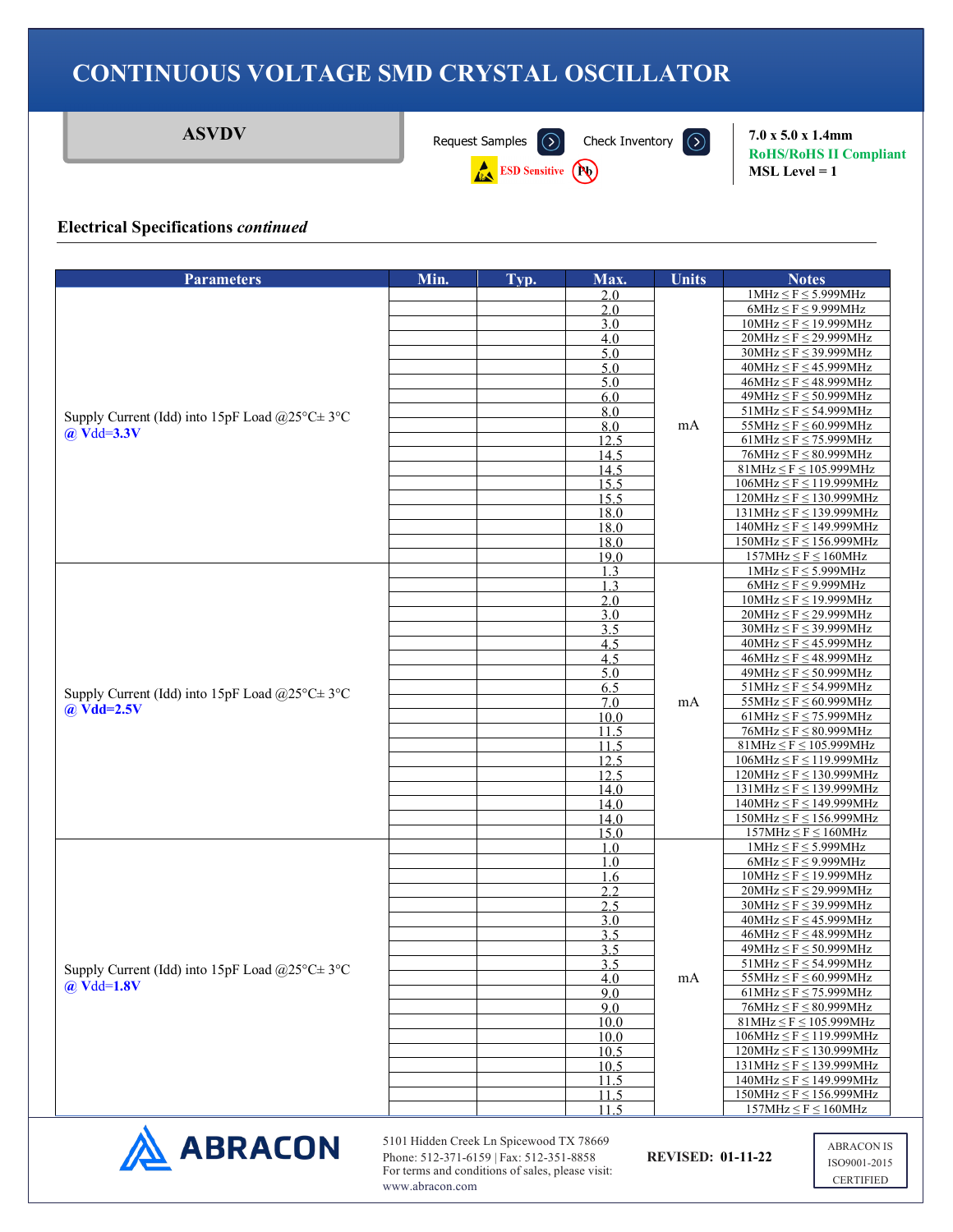# CONTINUOUS VOLTAGE SMD CRYSTAL OSCILLATOR

**ASVDV**

Request Samples | Check Inventory

ESD Sensitive | Pb

**7.0 x 5.0 x 1.4mm**
**RoHS/RoHS II Compliant**
**MSL Level = 1**

## Electrical Specifications *continued*

| Parameters | Min. | Typ. | Max. | Units | Notes |
|---|---|---|---|---|---|
| Supply Current (Idd) into 15pF Load @25°C± 3°C @ Vdd=3.3V | | | 2.0 | mA | 1MHz ≤ F ≤ 5.999MHz |
| | | | 2.0 | | 6MHz ≤ F ≤ 9.999MHz |
| | | | 3.0 | | 10MHz ≤ F ≤ 19.999MHz |
| | | | 4.0 | | 20MHz ≤ F ≤ 29.999MHz |
| | | | 5.0 | | 30MHz ≤ F ≤ 39.999MHz |
| | | | 5.0 | | 40MHz ≤ F ≤ 45.999MHz |
| | | | 5.0 | | 46MHz ≤ F ≤ 48.999MHz |
| | | | 6.0 | | 49MHz ≤ F ≤ 50.999MHz |
| | | | 8.0 | | 51MHz ≤ F ≤ 54.999MHz |
| | | | 8.0 | | 55MHz ≤ F ≤ 60.999MHz |
| | | | 12.5 | | 61MHz ≤ F ≤ 75.999MHz |
| | | | 14.5 | | 76MHz ≤ F ≤ 80.999MHz |
| | | | 14.5 | | 81MHz ≤ F ≤ 105.999MHz |
| | | | 15.5 | | 106MHz ≤ F ≤ 119.999MHz |
| | | | 15.5 | | 120MHz ≤ F ≤ 130.999MHz |
| | | | 18.0 | | 131MHz ≤ F ≤ 139.999MHz |
| | | | 18.0 | | 140MHz ≤ F ≤ 149.999MHz |
| | | | 18.0 | | 150MHz ≤ F ≤ 156.999MHz |
| | | | 19.0 | | 157MHz ≤ F ≤ 160MHz |
| Supply Current (Idd) into 15pF Load @25°C± 3°C @ Vdd=2.5V | | | 1.3 | mA | 1MHz ≤ F ≤ 5.999MHz |
| | | | 1.3 | | 6MHz ≤ F ≤ 9.999MHz |
| | | | 2.0 | | 10MHz ≤ F ≤ 19.999MHz |
| | | | 3.0 | | 20MHz ≤ F ≤ 29.999MHz |
| | | | 3.5 | | 30MHz ≤ F ≤ 39.999MHz |
| | | | 4.5 | | 40MHz ≤ F ≤ 45.999MHz |
| | | | 4.5 | | 46MHz ≤ F ≤ 48.999MHz |
| | | | 5.0 | | 49MHz ≤ F ≤ 50.999MHz |
| | | | 6.5 | | 51MHz ≤ F ≤ 54.999MHz |
| | | | 7.0 | | 55MHz ≤ F ≤ 60.999MHz |
| | | | 10.0 | | 61MHz ≤ F ≤ 75.999MHz |
| | | | 11.5 | | 76MHz ≤ F ≤ 80.999MHz |
| | | | 11.5 | | 81MHz ≤ F ≤ 105.999MHz |
| | | | 12.5 | | 106MHz ≤ F ≤ 119.999MHz |
| | | | 12.5 | | 120MHz ≤ F ≤ 130.999MHz |
| | | | 14.0 | | 131MHz ≤ F ≤ 139.999MHz |
| | | | 14.0 | | 140MHz ≤ F ≤ 149.999MHz |
| | | | 14.0 | | 150MHz ≤ F ≤ 156.999MHz |
| | | | 15.0 | | 157MHz ≤ F ≤ 160MHz |
| Supply Current (Idd) into 15pF Load @25°C± 3°C @ Vdd=1.8V | | | 1.0 | mA | 1MHz ≤ F ≤ 5.999MHz |
| | | | 1.0 | | 6MHz ≤ F ≤ 9.999MHz |
| | | | 1.6 | | 10MHz ≤ F ≤ 19.999MHz |
| | | | 2.2 | | 20MHz ≤ F ≤ 29.999MHz |
| | | | 2.5 | | 30MHz ≤ F ≤ 39.999MHz |
| | | | 3.0 | | 40MHz ≤ F ≤ 45.999MHz |
| | | | 3.5 | | 46MHz ≤ F ≤ 48.999MHz |
| | | | 3.5 | | 49MHz ≤ F ≤ 50.999MHz |
| | | | 3.5 | | 51MHz ≤ F ≤ 54.999MHz |
| | | | 4.0 | | 55MHz ≤ F ≤ 60.999MHz |
| | | | 9.0 | | 61MHz ≤ F ≤ 75.999MHz |
| | | | 9.0 | | 76MHz ≤ F ≤ 80.999MHz |
| | | | 10.0 | | 81MHz ≤ F ≤ 105.999MHz |
| | | | 10.0 | | 106MHz ≤ F ≤ 119.999MHz |
| | | | 10.5 | | 120MHz ≤ F ≤ 130.999MHz |
| | | | 10.5 | | 131MHz ≤ F ≤ 139.999MHz |
| | | | 11.5 | | 140MHz ≤ F ≤ 149.999MHz |
| | | | 11.5 | | 150MHz ≤ F ≤ 156.999MHz |
| | | | 11.5 | | 157MHz ≤ F ≤ 160MHz |

ABRACON

5101 Hidden Creek Ln Spicewood TX 78669
Phone: 512-371-6159 | Fax: 512-351-8858
For terms and conditions of sales, please visit:
www.abracon.com

**REVISED: 01-11-22**

ABRACON IS ISO9001-2015 CERTIFIED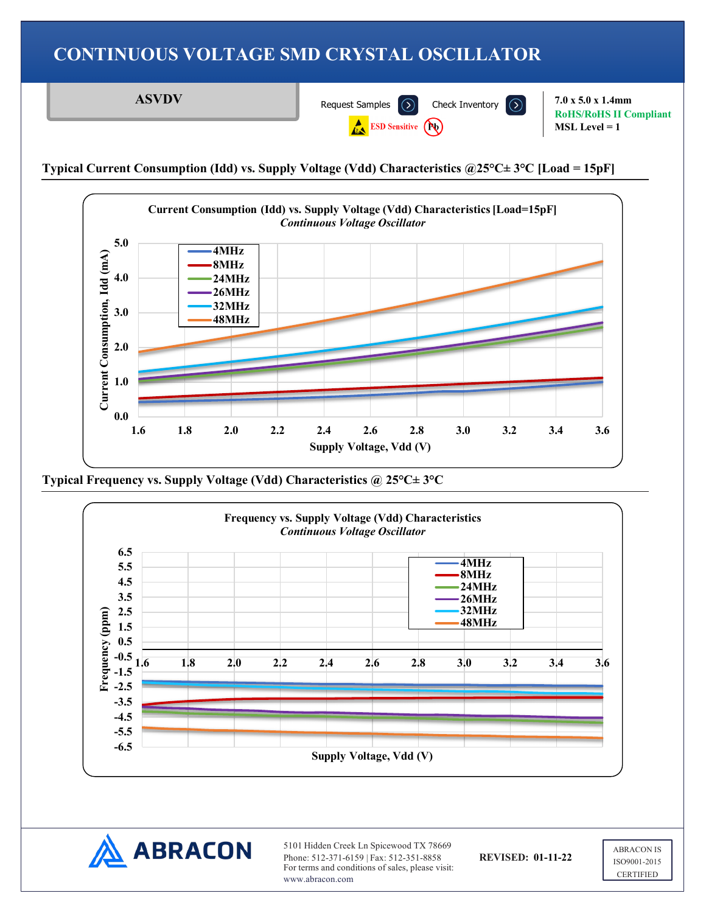# CONTINUOUS VOLTAGE SMD CRYSTAL OSCILLATOR

**ASVDV**

Request Samples | Check Inventory

ESD Sensitive | Pb

**7.0 x 5.0 x 1.4mm**
**RoHS/RoHS II Compliant**
**MSL Level = 1**

## Typical Current Consumption (Idd) vs. Supply Voltage (Vdd) Characteristics @25°C± 3°C [Load = 15pF]

**Current Consumption (Idd) vs. Supply Voltage (Vdd) Characteristics [Load=15pF]**
*Continuous Voltage Oscillator*

Legend: 4MHz, 8MHz, 24MHz, 26MHz, 32MHz, 48MHz

Y-axis: Current Consumption, Idd (mA) — 0.0, 1.0, 2.0, 3.0, 4.0, 5.0
X-axis: Supply Voltage, Vdd (V) — 1.6, 1.8, 2.0, 2.2, 2.4, 2.6, 2.8, 3.0, 3.2, 3.4, 3.6

## Typical Frequency vs. Supply Voltage (Vdd) Characteristics @ 25°C± 3°C

**Frequency vs. Supply Voltage (Vdd) Characteristics**
*Continuous Voltage Oscillator*

Legend: 4MHz, 8MHz, 24MHz, 26MHz, 32MHz, 48MHz

Y-axis: Frequency (ppm) — 6.5, 5.5, 4.5, 3.5, 2.5, 1.5, 0.5, -0.5, -1.5, -2.5, -3.5, -4.5, -5.5, -6.5
X-axis: Supply Voltage, Vdd (V) — 1.6, 1.8, 2.0, 2.2, 2.4, 2.6, 2.8, 3.0, 3.2, 3.4, 3.6

ABRACON

5101 Hidden Creek Ln Spicewood TX 78669
Phone: 512-371-6159 | Fax: 512-351-8858
For terms and conditions of sales, please visit:
www.abracon.com

**REVISED: 01-11-22**

ABRACON IS ISO9001-2015 CERTIFIED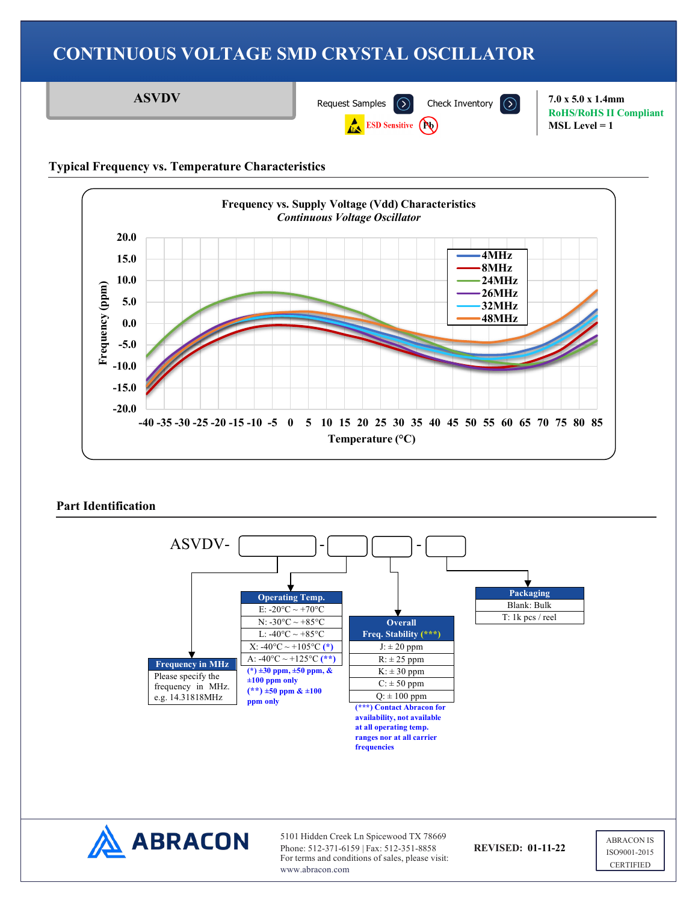# CONTINUOUS VOLTAGE SMD CRYSTAL OSCILLATOR

## ASVDV

Request Samples | Check Inventory

ESD Sensitive | Pb

**7.0 x 5.0 x 1.4mm**
**RoHS/RoHS II Compliant**
**MSL Level = 1**

### Typical Frequency vs. Temperature Characteristics

**Frequency vs. Supply Voltage (Vdd) Characteristics**
*Continuous Voltage Oscillator*

Frequency (ppm): 20.0, 15.0, 10.0, 5.0, 0.0, -5.0, -10.0, -15.0, -20.0

Temperature (°C): -40 -35 -30 -25 -20 -15 -10 -5 0 5 10 15 20 25 30 35 40 45 50 55 60 65 70 75 80 85

Legend: 4MHz, 8MHz, 24MHz, 26MHz, 32MHz, 48MHz

### Part Identification

ASVDV- [ ] - [ ] [ ] - [ ]

| Frequency in MHz |
|---|
| Please specify the frequency in MHz. e.g. 14.31818MHz |

| Operating Temp. |
|---|
| E: -20°C ~ +70°C |
| N: -30°C ~ +85°C |
| L: -40°C ~ +85°C |
| X: -40°C ~ +105°C (*) |
| A: -40°C ~ +125°C (**) |

(*) ±30 ppm, ±50 ppm, & ±100 ppm only
(**) ±50 ppm & ±100 ppm only

| Overall Freq. Stability (***) |
|---|
| J: ± 20 ppm |
| R: ± 25 ppm |
| K: ± 30 ppm |
| C: ± 50 ppm |
| Q: ± 100 ppm |

(***) Contact Abracon for availability, not available at all operating temp. ranges nor at all carrier frequencies

| Packaging |
|---|
| Blank: Bulk |
| T: 1k pcs / reel |

ABRACON

5101 Hidden Creek Ln Spicewood TX 78669
Phone: 512-371-6159 | Fax: 512-351-8858
For terms and conditions of sales, please visit: www.abracon.com

**REVISED: 01-11-22**

ABRACON IS ISO9001-2015 CERTIFIED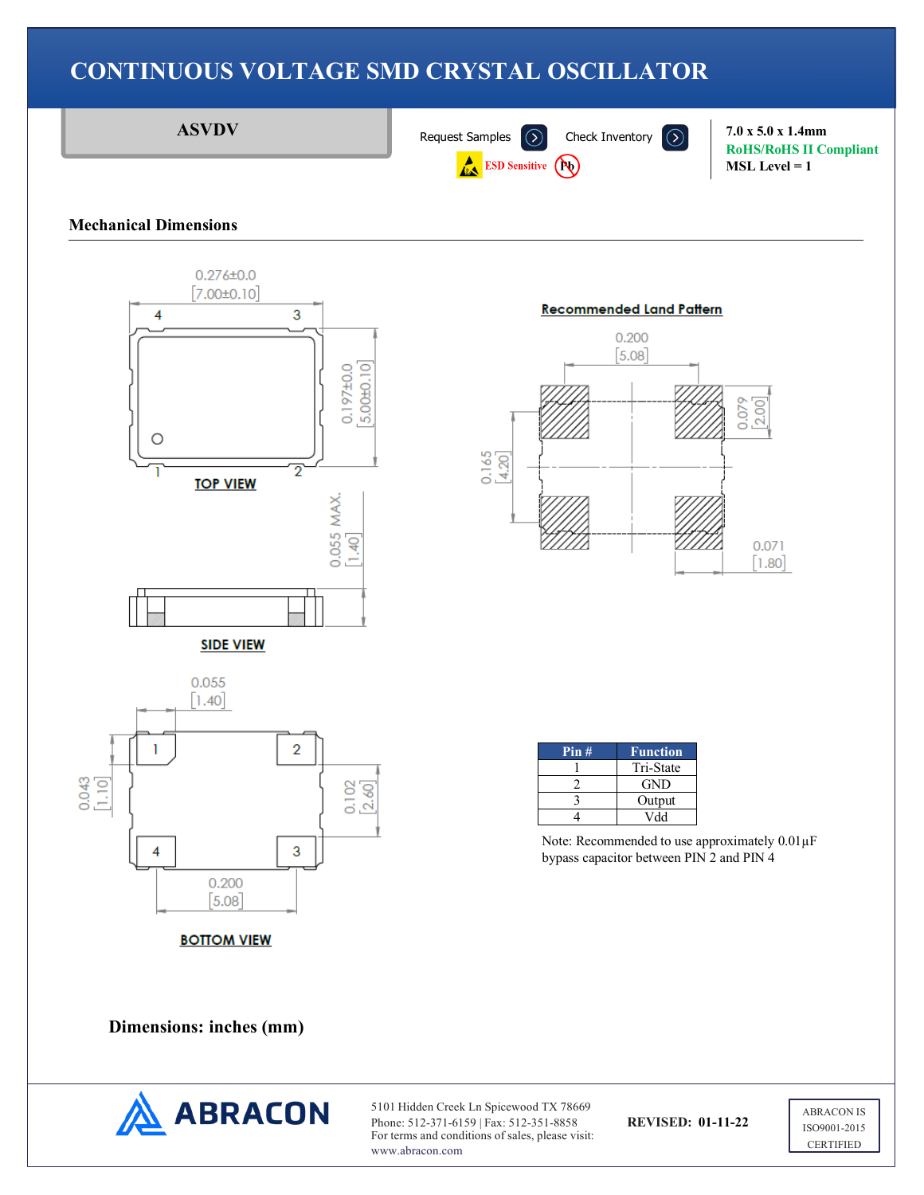# CONTINUOUS VOLTAGE SMD CRYSTAL OSCILLATOR

**ASVDV**

Request Samples Check Inventory

ESD Sensitive Pb

7.0 x 5.0 x 1.4mm
RoHS/RoHS II Compliant
MSL Level = 1

## Mechanical Dimensions

0.276±0.0 [7.00±0.10]

0.197±0.0 [5.00±0.10]

TOP VIEW

0.055 MAX. [1.40]

SIDE VIEW

0.055 [1.40]

0.043 [1.10]

0.102 [2.60]

0.200 [5.08]

BOTTOM VIEW

Recommended Land Pattern

0.200 [5.08]

0.079 [2.00]

0.165 [4.20]

0.071 [1.80]

| Pin # | Function |
|---|---|
| 1 | Tri-State |
| 2 | GND |
| 3 | Output |
| 4 | Vdd |

Note: Recommended to use approximately 0.01µF bypass capacitor between PIN 2 and PIN 4

**Dimensions: inches (mm)**

ABRACON

5101 Hidden Creek Ln Spicewood TX 78669
Phone: 512-371-6159 | Fax: 512-351-8858
For terms and conditions of sales, please visit:
www.abracon.com

**REVISED: 01-11-22**

ABRACON IS ISO9001-2015 CERTIFIED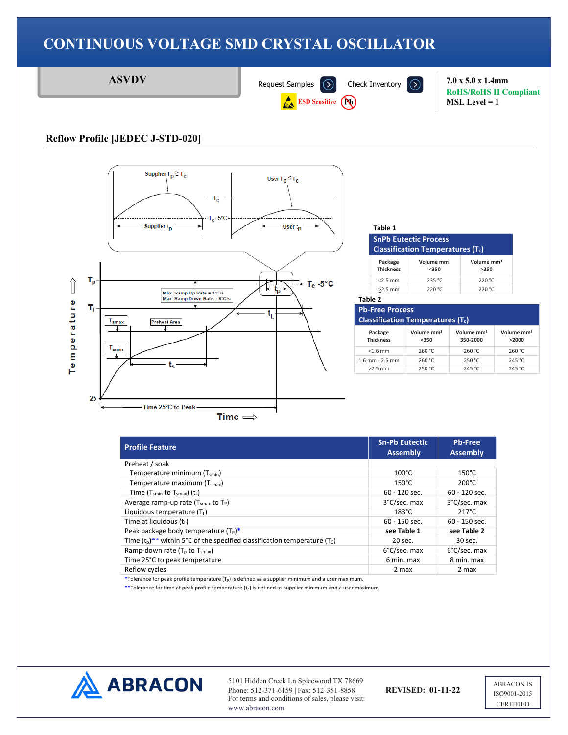# CONTINUOUS VOLTAGE SMD CRYSTAL OSCILLATOR

## ASVDV

Request Samples | Check Inventory

ESD Sensitive

7.0 x 5.0 x 1.4mm
RoHS/RoHS II Compliant
MSL Level = 1

## Reflow Profile [JEDEC J-STD-020]

**Table 1**

| SnPb Eutectic Process Classification Temperatures ($T_c$) | | |
|---|---|---|
| Package Thickness | Volume mm³ <350 | Volume mm³ ≥350 |
| <2.5 mm | 235 °C | 220 °C |
| ≥2.5 mm | 220 °C | 220 °C |

**Table 2**

| Pb-Free Process Classification Temperatures ($T_c$) | | | |
|---|---|---|---|
| Package Thickness | Volume mm³ <350 | Volume mm³ 350-2000 | Volume mm³ >2000 |
| <1.6 mm | 260 °C | 260 °C | 260 °C |
| 1.6 mm - 2.5 mm | 260 °C | 250 °C | 245 °C |
| >2.5 mm | 250 °C | 245 °C | 245 °C |

| Profile Feature | Sn-Pb Eutectic Assembly | Pb-Free Assembly |
|---|---|---|
| Preheat / soak | | |
| Temperature minimum ($T_{smin}$) | 100°C | 150°C |
| Temperature maximum ($T_{smax}$) | 150°C | 200°C |
| Time ($T_{smin}$ to $T_{smax}$) ($t_s$) | 60 - 120 sec. | 60 - 120 sec. |
| Average ramp-up rate ($T_{smax}$ to $T_P$) | 3°C/sec. max | 3°C/sec. max |
| Liquidous temperature ($T_L$) | 183°C | 217°C |
| Time at liquidous ($t_L$) | 60 - 150 sec. | 60 - 150 sec. |
| Peak package body temperature ($T_P$)* | **see Table 1** | **see Table 2** |
| Time ($t_p$)** within 5°C of the specified classification temperature ($T_C$) | 20 sec. | 30 sec. |
| Ramp-down rate ($T_p$ to $T_{smax}$) | 6°C/sec. max | 6°C/sec. max |
| Time 25°C to peak temperature | 6 min. max | 8 min. max |
| Reflow cycles | 2 max | 2 max |

*Tolerance for peak profile temperature ($T_P$) is defined as a supplier minimum and a user maximum.

**Tolerance for time at peak profile temperature ($t_p$) is defined as supplier minimum and a user maximum.

ABRACON

5101 Hidden Creek Ln Spicewood TX 78669
Phone: 512-371-6159 | Fax: 512-351-8858
For terms and conditions of sales, please visit:
www.abracon.com

REVISED: 01-11-22

ABRACON IS ISO9001-2015 CERTIFIED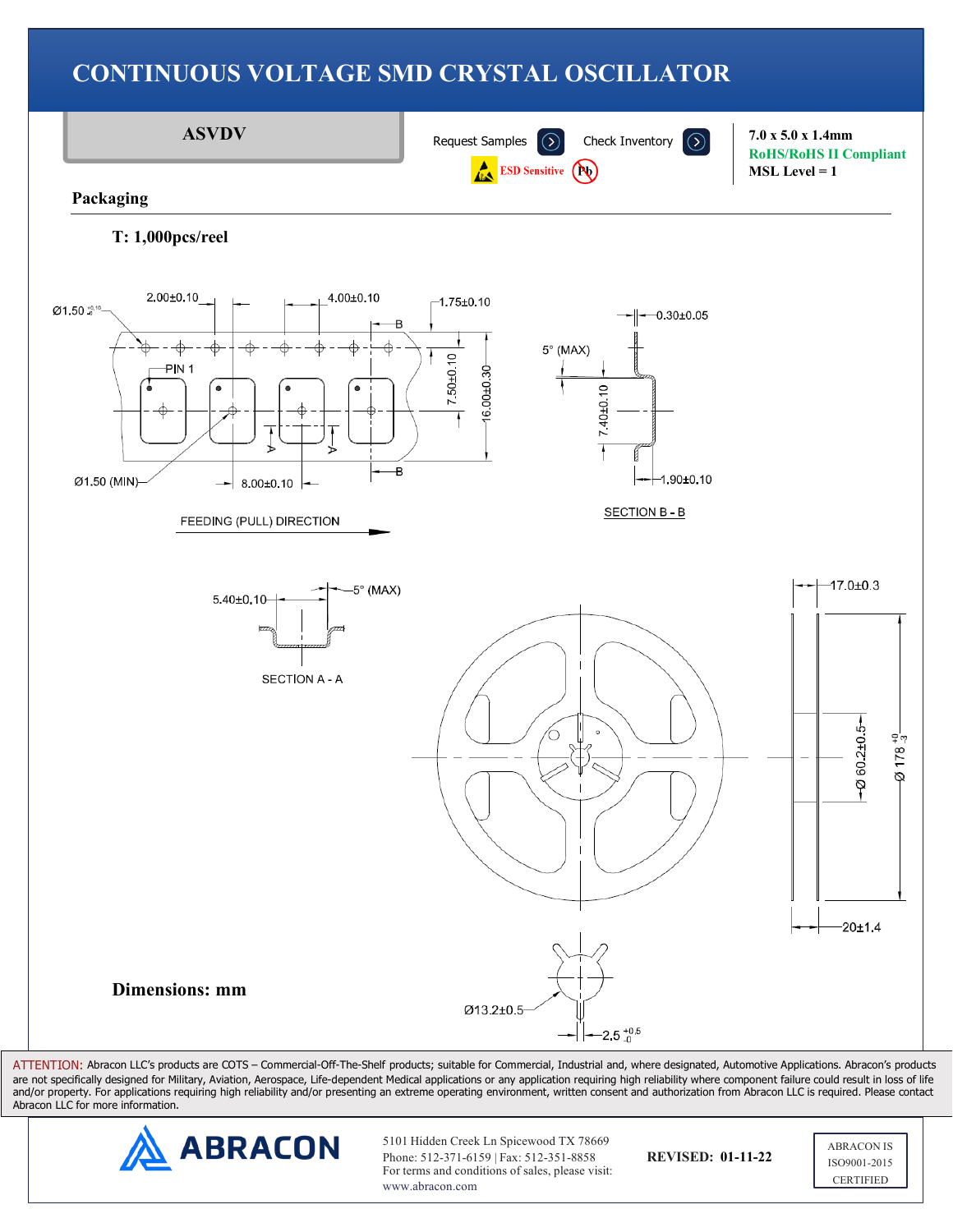# CONTINUOUS VOLTAGE SMD CRYSTAL OSCILLATOR

**ASVDV**

Request Samples | Check Inventory

ESD Sensitive

**7.0 x 5.0 x 1.4mm**
**RoHS/RoHS II Compliant**
**MSL Level = 1**

## Packaging

**T: 1,000pcs/reel**

Ø1.50 $^{+0.10}_{-0}$

2.00±0.10

4.00±0.10

1.75±0.10

B

PIN 1

7.50±0.10

16.00±0.30

A

A

Ø1.50 (MIN)

8.00±0.10

B

FEEDING (PULL) DIRECTION

0.30±0.05

5° (MAX)

7.40±0.10

1.90±0.10

SECTION B - B

5.40±0.10

5° (MAX)

SECTION A - A

17.0±0.3

Ø 60.2±0.5

Ø 178 $^{+0}_{-3}$

20±1.4

Ø13.2±0.5

2.5 $^{+0.5}_{-0}$

**Dimensions: mm**

ATTENTION: Abracon LLC's products are COTS – Commercial-Off-The-Shelf products; suitable for Commercial, Industrial and, where designated, Automotive Applications. Abracon's products are not specifically designed for Military, Aviation, Aerospace, Life-dependent Medical applications or any application requiring high reliability where component failure could result in loss of life and/or property. For applications requiring high reliability and/or presenting an extreme operating environment, written consent and authorization from Abracon LLC is required. Please contact Abracon LLC for more information.

ABRACON

5101 Hidden Creek Ln Spicewood TX 78669
Phone: 512-371-6159 | Fax: 512-351-8858
For terms and conditions of sales, please visit:
www.abracon.com

**REVISED: 01-11-22**

ABRACON IS ISO9001-2015 CERTIFIED